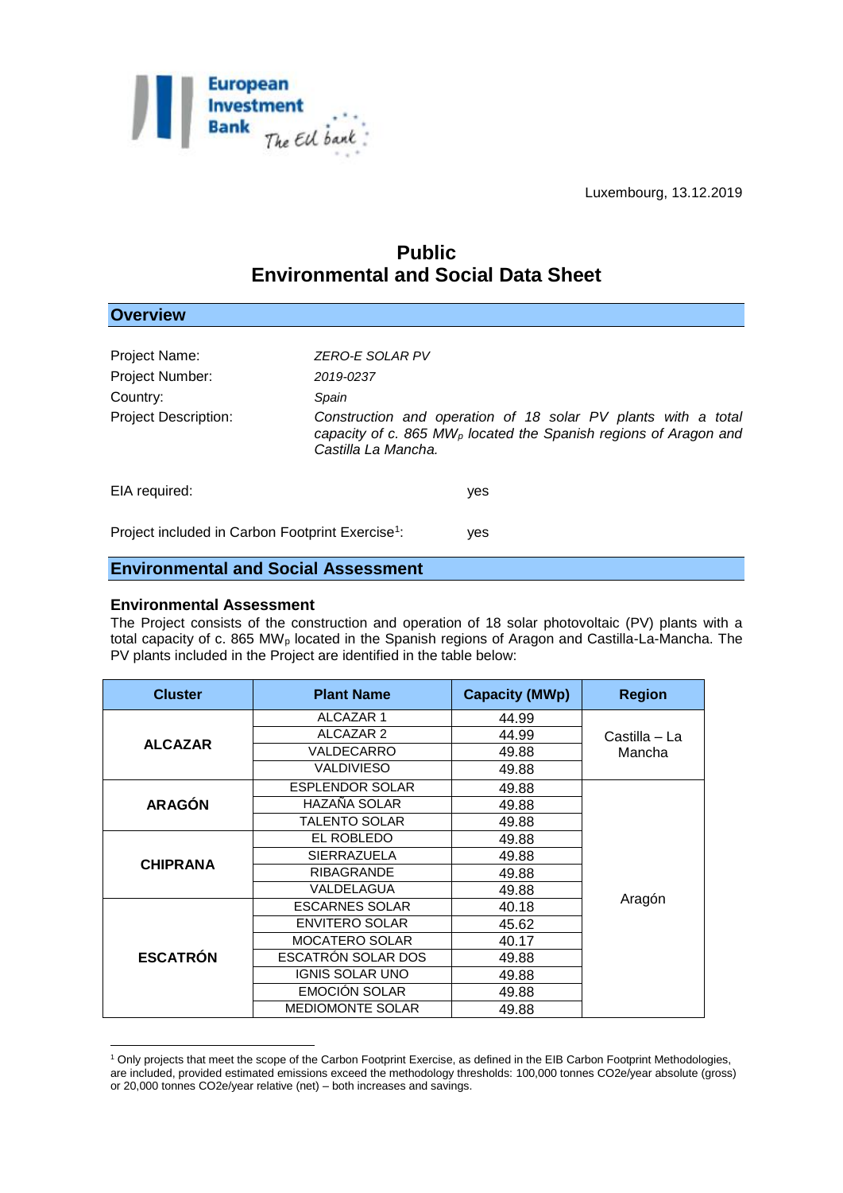European Investment Bank — The EU bank

Luxembourg, 13.12.2019

# Public
# Environmental and Social Data Sheet

## Overview

Project Name: *ZERO-E SOLAR PV*

Project Number: *2019-0237*

Country: *Spain*

Project Description: *Construction and operation of 18 solar PV plants with a total capacity of c. 865 $MW_p$ located the Spanish regions of Aragon and Castilla La Mancha.*

EIA required: yes

Project included in Carbon Footprint Exercise[1]: yes

## Environmental and Social Assessment

### Environmental Assessment

The Project consists of the construction and operation of 18 solar photovoltaic (PV) plants with a total capacity of c. 865 $MW_p$ located in the Spanish regions of Aragon and Castilla-La-Mancha. The PV plants included in the Project are identified in the table below:

| Cluster | Plant Name | Capacity (MWp) | Region |
|---|---|---|---|
| ALCAZAR | ALCAZAR 1 | 44.99 | Castilla – La Mancha |
| | ALCAZAR 2 | 44.99 | |
| | VALDECARRO | 49.88 | |
| | VALDIVIESO | 49.88 | |
| ARAGÓN | ESPLENDOR SOLAR | 49.88 | Aragón |
| | HAZAÑA SOLAR | 49.88 | |
| | TALENTO SOLAR | 49.88 | |
| CHIPRANA | EL ROBLEDO | 49.88 | |
| | SIERRAZUELA | 49.88 | |
| | RIBAGRANDE | 49.88 | |
| | VALDELAGUA | 49.88 | |
| ESCATRÓN | ESCARNES SOLAR | 40.18 | |
| | ENVITERO SOLAR | 45.62 | |
| | MOCATERO SOLAR | 40.17 | |
| | ESCATRÓN SOLAR DOS | 49.88 | |
| | IGNIS SOLAR UNO | 49.88 | |
| | EMOCIÓN SOLAR | 49.88 | |
| | MEDIOMONTE SOLAR | 49.88 | |

[1] Only projects that meet the scope of the Carbon Footprint Exercise, as defined in the EIB Carbon Footprint Methodologies, are included, provided estimated emissions exceed the methodology thresholds: 100,000 tonnes CO2e/year absolute (gross) or 20,000 tonnes CO2e/year relative (net) – both increases and savings.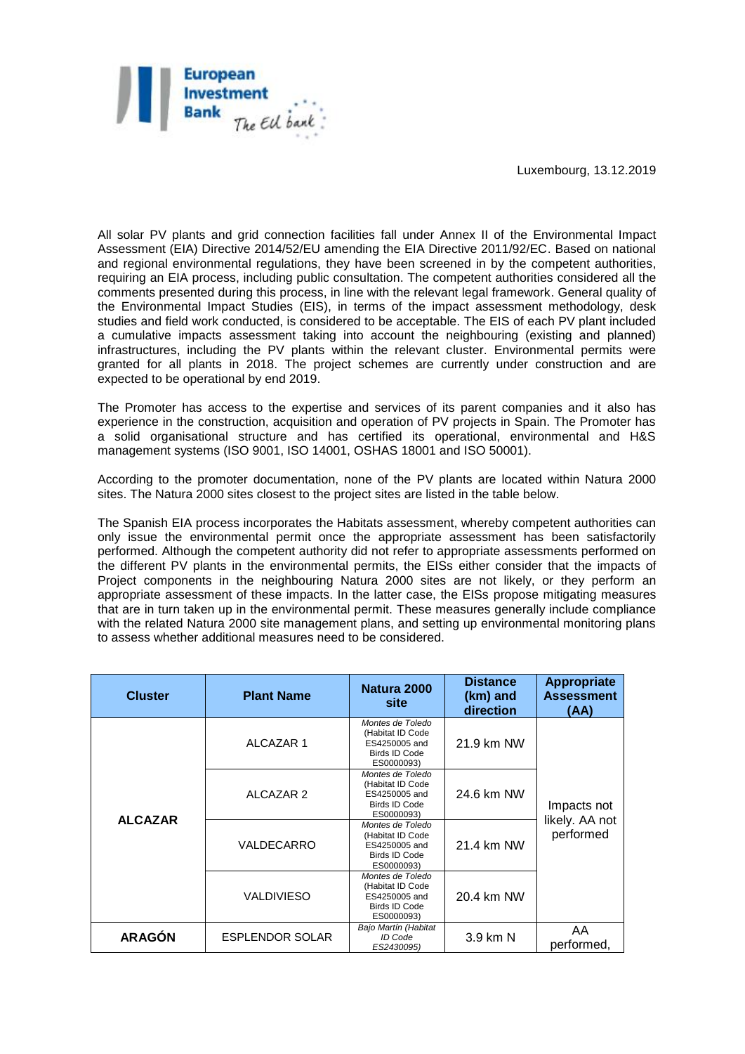Luxembourg, 13.12.2019

All solar PV plants and grid connection facilities fall under Annex II of the Environmental Impact Assessment (EIA) Directive 2014/52/EU amending the EIA Directive 2011/92/EC. Based on national and regional environmental regulations, they have been screened in by the competent authorities, requiring an EIA process, including public consultation. The competent authorities considered all the comments presented during this process, in line with the relevant legal framework. General quality of the Environmental Impact Studies (EIS), in terms of the impact assessment methodology, desk studies and field work conducted, is considered to be acceptable. The EIS of each PV plant included a cumulative impacts assessment taking into account the neighbouring (existing and planned) infrastructures, including the PV plants within the relevant cluster. Environmental permits were granted for all plants in 2018. The project schemes are currently under construction and are expected to be operational by end 2019.

The Promoter has access to the expertise and services of its parent companies and it also has experience in the construction, acquisition and operation of PV projects in Spain. The Promoter has a solid organisational structure and has certified its operational, environmental and H&S management systems (ISO 9001, ISO 14001, OSHAS 18001 and ISO 50001).

According to the promoter documentation, none of the PV plants are located within Natura 2000 sites. The Natura 2000 sites closest to the project sites are listed in the table below.

The Spanish EIA process incorporates the Habitats assessment, whereby competent authorities can only issue the environmental permit once the appropriate assessment has been satisfactorily performed. Although the competent authority did not refer to appropriate assessments performed on the different PV plants in the environmental permits, the EISs either consider that the impacts of Project components in the neighbouring Natura 2000 sites are not likely, or they perform an appropriate assessment of these impacts. In the latter case, the EISs propose mitigating measures that are in turn taken up in the environmental permit. These measures generally include compliance with the related Natura 2000 site management plans, and setting up environmental monitoring plans to assess whether additional measures need to be considered.

| Cluster | Plant Name | Natura 2000 site | Distance (km) and direction | Appropriate Assessment (AA) |
|---|---|---|---|---|
| **ALCAZAR** | ALCAZAR 1 | *Montes de Toledo* (Habitat ID Code ES4250005 and Birds ID Code ES0000093) | 21.9 km NW | Impacts not likely. AA not performed |
| | ALCAZAR 2 | *Montes de Toledo* (Habitat ID Code ES4250005 and Birds ID Code ES0000093) | 24.6 km NW | |
| | VALDECARRO | *Montes de Toledo* (Habitat ID Code ES4250005 and Birds ID Code ES0000093) | 21.4 km NW | |
| | VALDIVIESO | *Montes de Toledo* (Habitat ID Code ES4250005 and Birds ID Code ES0000093) | 20.4 km NW | |
| **ARAGÓN** | ESPLENDOR SOLAR | *Bajo Martín (Habitat ID Code ES2430095)* | 3.9 km N | AA performed, |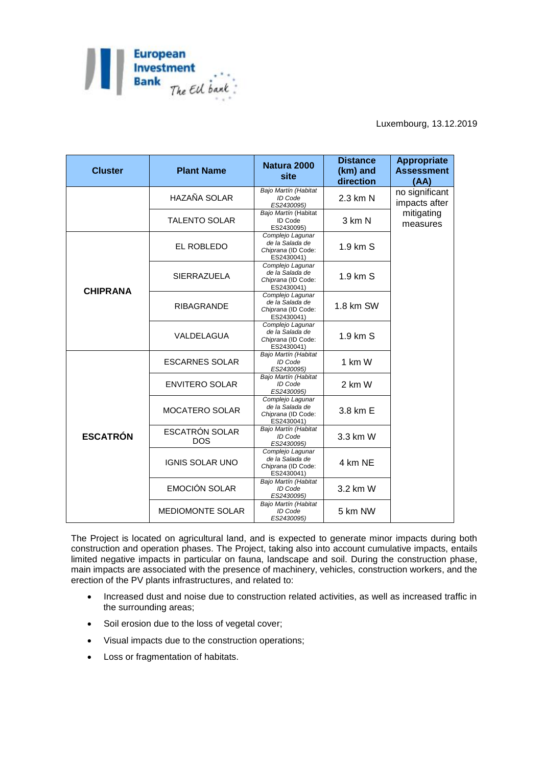Luxembourg, 13.12.2019

| Cluster | Plant Name | Natura 2000 site | Distance (km) and direction | Appropriate Assessment (AA) |
|---|---|---|---|---|
| | HAZAÑA SOLAR | *Bajo Martín (Habitat ID Code ES2430095)* | 2.3 km N | no significant impacts after mitigating measures |
| | TALENTO SOLAR | *Bajo Martín (Habitat ID Code ES2430095)* | 3 km N | |
| CHIPRANA | EL ROBLEDO | *Complejo Lagunar de la Salada de Chiprana (ID Code: ES2430041)* | 1.9 km S | |
| | SIERRAZUELA | *Complejo Lagunar de la Salada de Chiprana (ID Code: ES2430041)* | 1.9 km S | |
| | RIBAGRANDE | *Complejo Lagunar de la Salada de Chiprana (ID Code: ES2430041)* | 1.8 km SW | |
| | VALDELAGUA | *Complejo Lagunar de la Salada de Chiprana (ID Code: ES2430041)* | 1.9 km S | |
| ESCATRÓN | ESCARNES SOLAR | *Bajo Martín (Habitat ID Code ES2430095)* | 1 km W | |
| | ENVITERO SOLAR | *Bajo Martín (Habitat ID Code ES2430095)* | 2 km W | |
| | MOCATERO SOLAR | *Complejo Lagunar de la Salada de Chiprana (ID Code: ES2430041)* | 3.8 km E | |
| | ESCATRÓN SOLAR DOS | *Bajo Martín (Habitat ID Code ES2430095)* | 3.3 km W | |
| | IGNIS SOLAR UNO | *Complejo Lagunar de la Salada de Chiprana (ID Code: ES2430041)* | 4 km NE | |
| | EMOCIÓN SOLAR | *Bajo Martín (Habitat ID Code ES2430095)* | 3.2 km W | |
| | MEDIOMONTE SOLAR | *Bajo Martín (Habitat ID Code ES2430095)* | 5 km NW | |

The Project is located on agricultural land, and is expected to generate minor impacts during both construction and operation phases. The Project, taking also into account cumulative impacts, entails limited negative impacts in particular on fauna, landscape and soil. During the construction phase, main impacts are associated with the presence of machinery, vehicles, construction workers, and the erection of the PV plants infrastructures, and related to:

- Increased dust and noise due to construction related activities, as well as increased traffic in the surrounding areas;
- Soil erosion due to the loss of vegetal cover;
- Visual impacts due to the construction operations;
- Loss or fragmentation of habitats.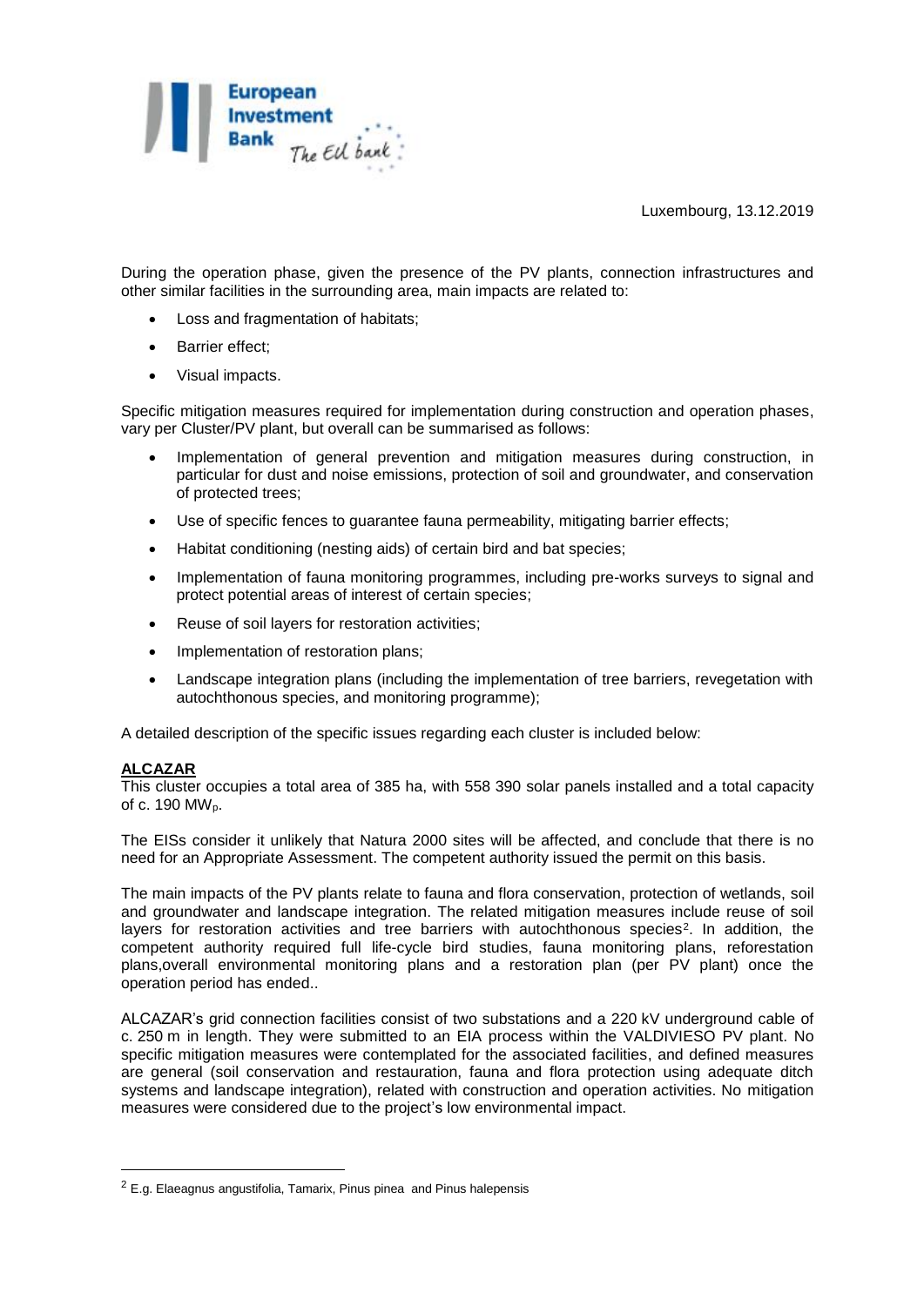Luxembourg, 13.12.2019

During the operation phase, given the presence of the PV plants, connection infrastructures and other similar facilities in the surrounding area, main impacts are related to:

- Loss and fragmentation of habitats;
- Barrier effect;
- Visual impacts.

Specific mitigation measures required for implementation during construction and operation phases, vary per Cluster/PV plant, but overall can be summarised as follows:

- Implementation of general prevention and mitigation measures during construction, in particular for dust and noise emissions, protection of soil and groundwater, and conservation of protected trees;
- Use of specific fences to guarantee fauna permeability, mitigating barrier effects;
- Habitat conditioning (nesting aids) of certain bird and bat species;
- Implementation of fauna monitoring programmes, including pre-works surveys to signal and protect potential areas of interest of certain species;
- Reuse of soil layers for restoration activities;
- Implementation of restoration plans;
- Landscape integration plans (including the implementation of tree barriers, revegetation with autochthonous species, and monitoring programme);

A detailed description of the specific issues regarding each cluster is included below:

**ALCAZAR**

This cluster occupies a total area of 385 ha, with 558 390 solar panels installed and a total capacity of c. 190 $MW_p$.

The EISs consider it unlikely that Natura 2000 sites will be affected, and conclude that there is no need for an Appropriate Assessment. The competent authority issued the permit on this basis.

The main impacts of the PV plants relate to fauna and flora conservation, protection of wetlands, soil and groundwater and landscape integration. The related mitigation measures include reuse of soil layers for restoration activities and tree barriers with autochthonous species[2]. In addition, the competent authority required full life-cycle bird studies, fauna monitoring plans, reforestation plans,overall environmental monitoring plans and a restoration plan (per PV plant) once the operation period has ended..

ALCAZAR's grid connection facilities consist of two substations and a 220 kV underground cable of c. 250 m in length. They were submitted to an EIA process within the VALDIVIESO PV plant. No specific mitigation measures were contemplated for the associated facilities, and defined measures are general (soil conservation and restauration, fauna and flora protection using adequate ditch systems and landscape integration), related with construction and operation activities. No mitigation measures were considered due to the project's low environmental impact.

---

[2] E.g. Elaeagnus angustifolia, Tamarix, Pinus pinea and Pinus halepensis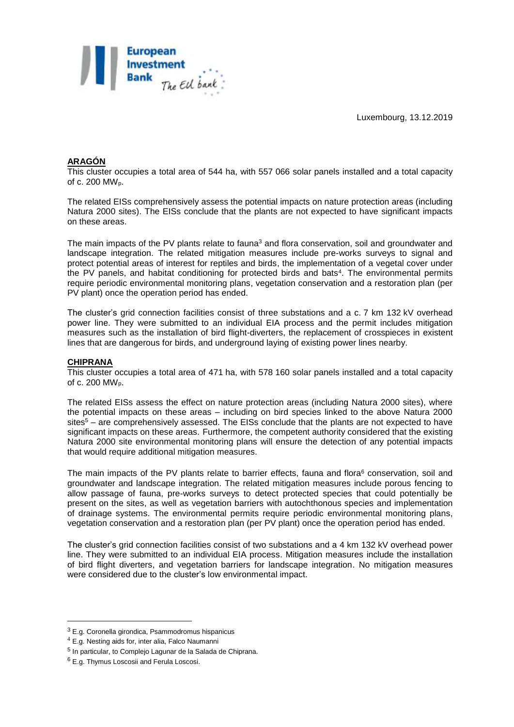Luxembourg, 13.12.2019

## ARAGÓN

This cluster occupies a total area of 544 ha, with 557 066 solar panels installed and a total capacity of c. 200 $MW_p$.

The related EISs comprehensively assess the potential impacts on nature protection areas (including Natura 2000 sites). The EISs conclude that the plants are not expected to have significant impacts on these areas.

The main impacts of the PV plants relate to fauna[3] and flora conservation, soil and groundwater and landscape integration. The related mitigation measures include pre-works surveys to signal and protect potential areas of interest for reptiles and birds, the implementation of a vegetal cover under the PV panels, and habitat conditioning for protected birds and bats[4]. The environmental permits require periodic environmental monitoring plans, vegetation conservation and a restoration plan (per PV plant) once the operation period has ended.

The cluster's grid connection facilities consist of three substations and a c. 7 km 132 kV overhead power line. They were submitted to an individual EIA process and the permit includes mitigation measures such as the installation of bird flight-diverters, the replacement of crosspieces in existent lines that are dangerous for birds, and underground laying of existing power lines nearby.

## CHIPRANA

This cluster occupies a total area of 471 ha, with 578 160 solar panels installed and a total capacity of c. 200 $MW_p$.

The related EISs assess the effect on nature protection areas (including Natura 2000 sites), where the potential impacts on these areas – including on bird species linked to the above Natura 2000 sites[5] – are comprehensively assessed. The EISs conclude that the plants are not expected to have significant impacts on these areas. Furthermore, the competent authority considered that the existing Natura 2000 site environmental monitoring plans will ensure the detection of any potential impacts that would require additional mitigation measures.

The main impacts of the PV plants relate to barrier effects, fauna and flora[6] conservation, soil and groundwater and landscape integration. The related mitigation measures include porous fencing to allow passage of fauna, pre-works surveys to detect protected species that could potentially be present on the sites, as well as vegetation barriers with autochthonous species and implementation of drainage systems. The environmental permits require periodic environmental monitoring plans, vegetation conservation and a restoration plan (per PV plant) once the operation period has ended.

The cluster's grid connection facilities consist of two substations and a 4 km 132 kV overhead power line. They were submitted to an individual EIA process. Mitigation measures include the installation of bird flight diverters, and vegetation barriers for landscape integration. No mitigation measures were considered due to the cluster's low environmental impact.

---

[3] E.g. Coronella girondica, Psammodromus hispanicus

[4] E.g. Nesting aids for, inter alia, Falco Naumanni

[5] In particular, to Complejo Lagunar de la Salada de Chiprana.

[6] E.g. Thymus Loscosii and Ferula Loscosi.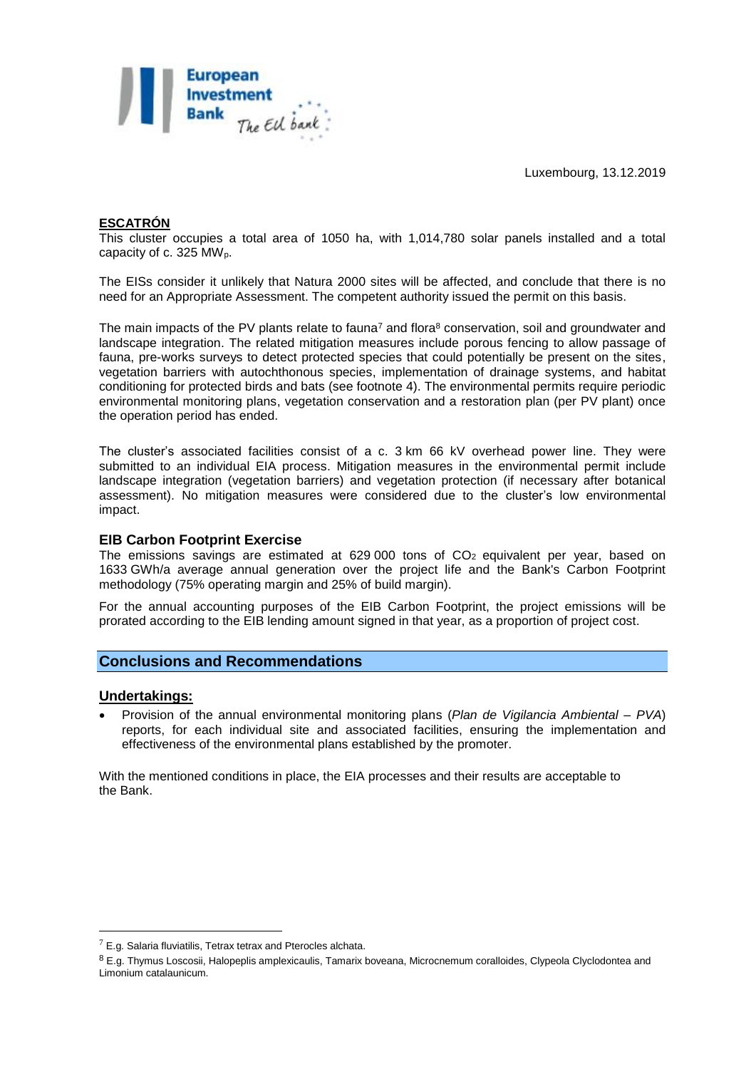Luxembourg, 13.12.2019

**ESCATRÓN**

This cluster occupies a total area of 1050 ha, with 1,014,780 solar panels installed and a total capacity of c. 325 $MW_p$.

The EISs consider it unlikely that Natura 2000 sites will be affected, and conclude that there is no need for an Appropriate Assessment. The competent authority issued the permit on this basis.

The main impacts of the PV plants relate to fauna[7] and flora[8] conservation, soil and groundwater and landscape integration. The related mitigation measures include porous fencing to allow passage of fauna, pre-works surveys to detect protected species that could potentially be present on the sites, vegetation barriers with autochthonous species, implementation of drainage systems, and habitat conditioning for protected birds and bats (see footnote 4). The environmental permits require periodic environmental monitoring plans, vegetation conservation and a restoration plan (per PV plant) once the operation period has ended.

The cluster's associated facilities consist of a c. 3 km 66 kV overhead power line. They were submitted to an individual EIA process. Mitigation measures in the environmental permit include landscape integration (vegetation barriers) and vegetation protection (if necessary after botanical assessment). No mitigation measures were considered due to the cluster's low environmental impact.

### EIB Carbon Footprint Exercise

The emissions savings are estimated at 629 000 tons of $CO_2$ equivalent per year, based on 1633 GWh/a average annual generation over the project life and the Bank's Carbon Footprint methodology (75% operating margin and 25% of build margin).

For the annual accounting purposes of the EIB Carbon Footprint, the project emissions will be prorated according to the EIB lending amount signed in that year, as a proportion of project cost.

## Conclusions and Recommendations

**Undertakings:**

- Provision of the annual environmental monitoring plans (*Plan de Vigilancia Ambiental – PVA*) reports, for each individual site and associated facilities, ensuring the implementation and effectiveness of the environmental plans established by the promoter.

With the mentioned conditions in place, the EIA processes and their results are acceptable to the Bank.

---

[7] E.g. Salaria fluviatilis, Tetrax tetrax and Pterocles alchata.

[8] E.g. Thymus Loscosii, Halopeplis amplexicaulis, Tamarix boveana, Microcnemum coralloides, Clypeola Clyclodontea and Limonium catalaunicum.